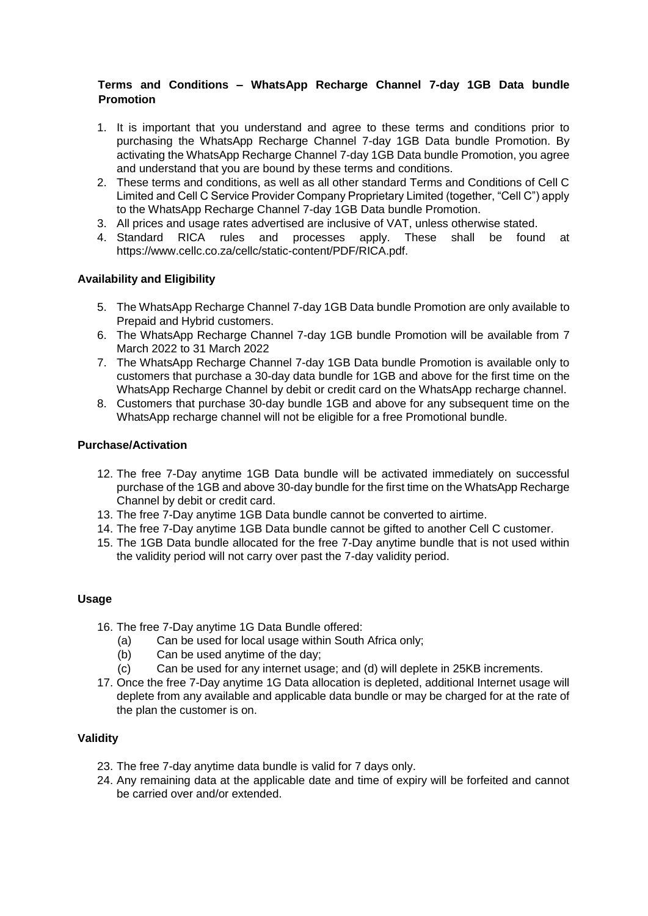**Terms and Conditions – WhatsApp Recharge Channel 7-day 1GB Data bundle Promotion**

1. It is important that you understand and agree to these terms and conditions prior to purchasing the WhatsApp Recharge Channel 7-day 1GB Data bundle Promotion. By activating the WhatsApp Recharge Channel 7-day 1GB Data bundle Promotion, you agree and understand that you are bound by these terms and conditions.
2. These terms and conditions, as well as all other standard Terms and Conditions of Cell C Limited and Cell C Service Provider Company Proprietary Limited (together, "Cell C") apply to the WhatsApp Recharge Channel 7-day 1GB Data bundle Promotion.
3. All prices and usage rates advertised are inclusive of VAT, unless otherwise stated.
4. Standard RICA rules and processes apply. These shall be found at https://www.cellc.co.za/cellc/static-content/PDF/RICA.pdf.

**Availability and Eligibility**

5. The WhatsApp Recharge Channel 7-day 1GB Data bundle Promotion are only available to Prepaid and Hybrid customers.
6. The WhatsApp Recharge Channel 7-day 1GB bundle Promotion will be available from 7 March 2022 to 31 March 2022
7. The WhatsApp Recharge Channel 7-day 1GB Data bundle Promotion is available only to customers that purchase a 30-day data bundle for 1GB and above for the first time on the WhatsApp Recharge Channel by debit or credit card on the WhatsApp recharge channel.
8. Customers that purchase 30-day bundle 1GB and above for any subsequent time on the WhatsApp recharge channel will not be eligible for a free Promotional bundle.

**Purchase/Activation**

12. The free 7-Day anytime 1GB Data bundle will be activated immediately on successful purchase of the 1GB and above 30-day bundle for the first time on the WhatsApp Recharge Channel by debit or credit card.
13. The free 7-Day anytime 1GB Data bundle cannot be converted to airtime.
14. The free 7-Day anytime 1GB Data bundle cannot be gifted to another Cell C customer.
15. The 1GB Data bundle allocated for the free 7-Day anytime bundle that is not used within the validity period will not carry over past the 7-day validity period.

**Usage**

16. The free 7-Day anytime 1G Data Bundle offered:
    (a) Can be used for local usage within South Africa only;
    (b) Can be used anytime of the day;
    (c) Can be used for any internet usage; and (d) will deplete in 25KB increments.
17. Once the free 7-Day anytime 1G Data allocation is depleted, additional Internet usage will deplete from any available and applicable data bundle or may be charged for at the rate of the plan the customer is on.

**Validity**

23. The free 7-day anytime data bundle is valid for 7 days only.
24. Any remaining data at the applicable date and time of expiry will be forfeited and cannot be carried over and/or extended.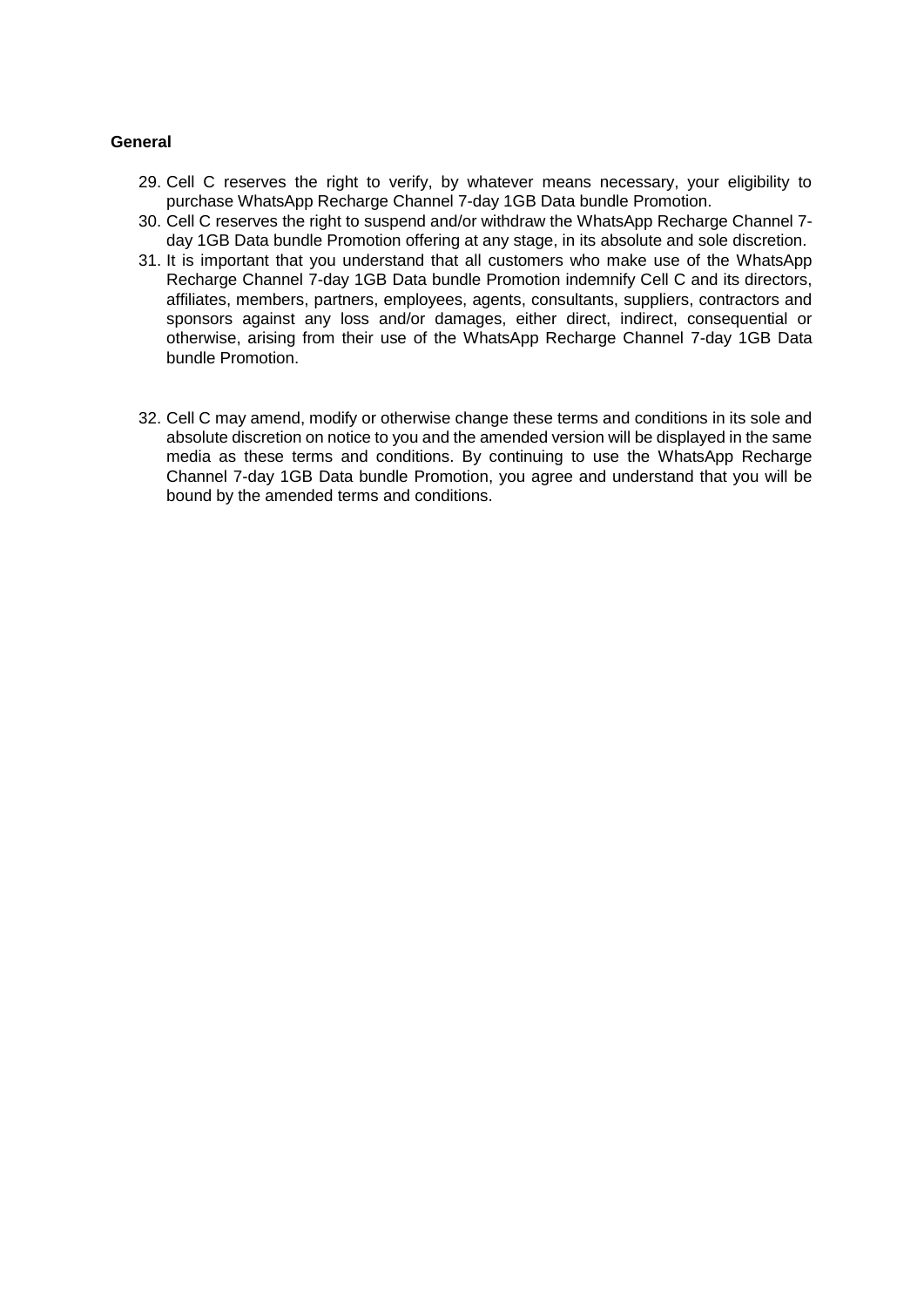**General**

29. Cell C reserves the right to verify, by whatever means necessary, your eligibility to purchase WhatsApp Recharge Channel 7-day 1GB Data bundle Promotion.
30. Cell C reserves the right to suspend and/or withdraw the WhatsApp Recharge Channel 7-day 1GB Data bundle Promotion offering at any stage, in its absolute and sole discretion.
31. It is important that you understand that all customers who make use of the WhatsApp Recharge Channel 7-day 1GB Data bundle Promotion indemnify Cell C and its directors, affiliates, members, partners, employees, agents, consultants, suppliers, contractors and sponsors against any loss and/or damages, either direct, indirect, consequential or otherwise, arising from their use of the WhatsApp Recharge Channel 7-day 1GB Data bundle Promotion.
32. Cell C may amend, modify or otherwise change these terms and conditions in its sole and absolute discretion on notice to you and the amended version will be displayed in the same media as these terms and conditions. By continuing to use the WhatsApp Recharge Channel 7-day 1GB Data bundle Promotion, you agree and understand that you will be bound by the amended terms and conditions.